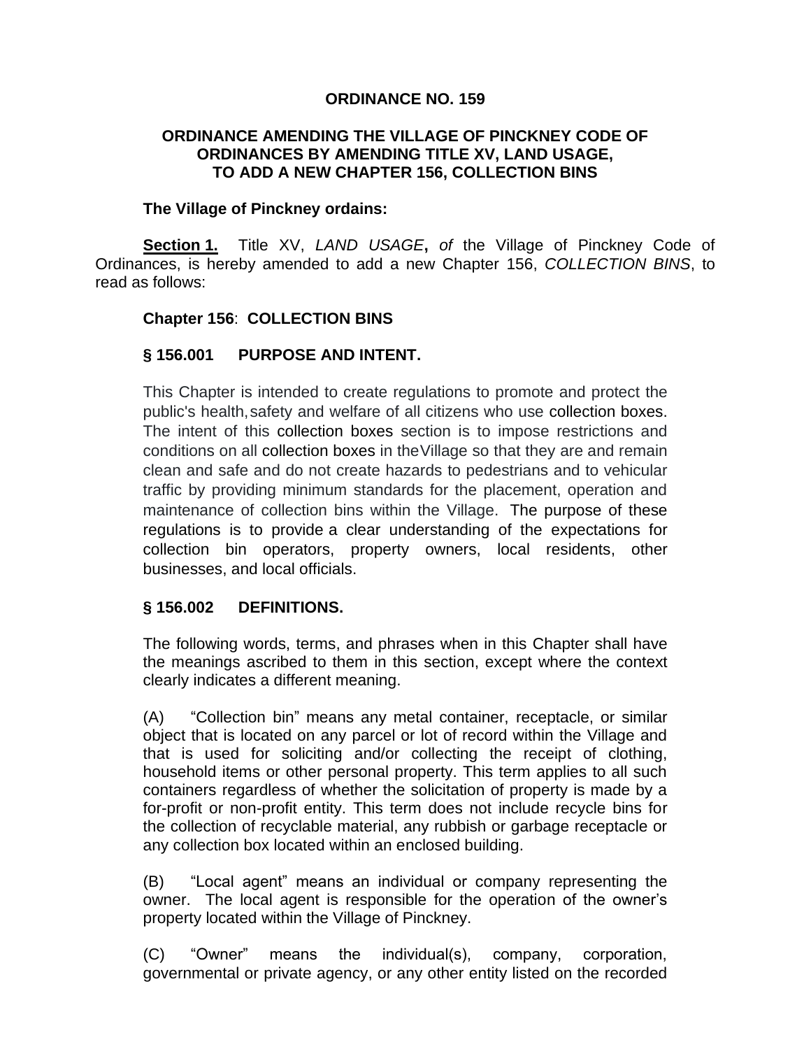**ORDINANCE NO. 159**

**ORDINANCE AMENDING THE VILLAGE OF PINCKNEY CODE OF ORDINANCES BY AMENDING TITLE XV, LAND USAGE, TO ADD A NEW CHAPTER 156, COLLECTION BINS**

**The Village of Pinckney ordains:**

**Section 1.** Title XV, *LAND USAGE***,** *of* the Village of Pinckney Code of Ordinances, is hereby amended to add a new Chapter 156, *COLLECTION BINS*, to read as follows:

**Chapter 156**: **COLLECTION BINS**

**§ 156.001 PURPOSE AND INTENT.**

This Chapter is intended to create regulations to promote and protect the public's health, safety and welfare of all citizens who use collection boxes. The intent of this collection boxes section is to impose restrictions and conditions on all collection boxes in the Village so that they are and remain clean and safe and do not create hazards to pedestrians and to vehicular traffic by providing minimum standards for the placement, operation and maintenance of collection bins within the Village. The purpose of these regulations is to provide a clear understanding of the expectations for collection bin operators, property owners, local residents, other businesses, and local officials.

**§ 156.002 DEFINITIONS.**

The following words, terms, and phrases when in this Chapter shall have the meanings ascribed to them in this section, except where the context clearly indicates a different meaning.

(A) "Collection bin" means any metal container, receptacle, or similar object that is located on any parcel or lot of record within the Village and that is used for soliciting and/or collecting the receipt of clothing, household items or other personal property. This term applies to all such containers regardless of whether the solicitation of property is made by a for-profit or non-profit entity. This term does not include recycle bins for the collection of recyclable material, any rubbish or garbage receptacle or any collection box located within an enclosed building.

(B) "Local agent" means an individual or company representing the owner. The local agent is responsible for the operation of the owner's property located within the Village of Pinckney.

(C) "Owner" means the individual(s), company, corporation, governmental or private agency, or any other entity listed on the recorded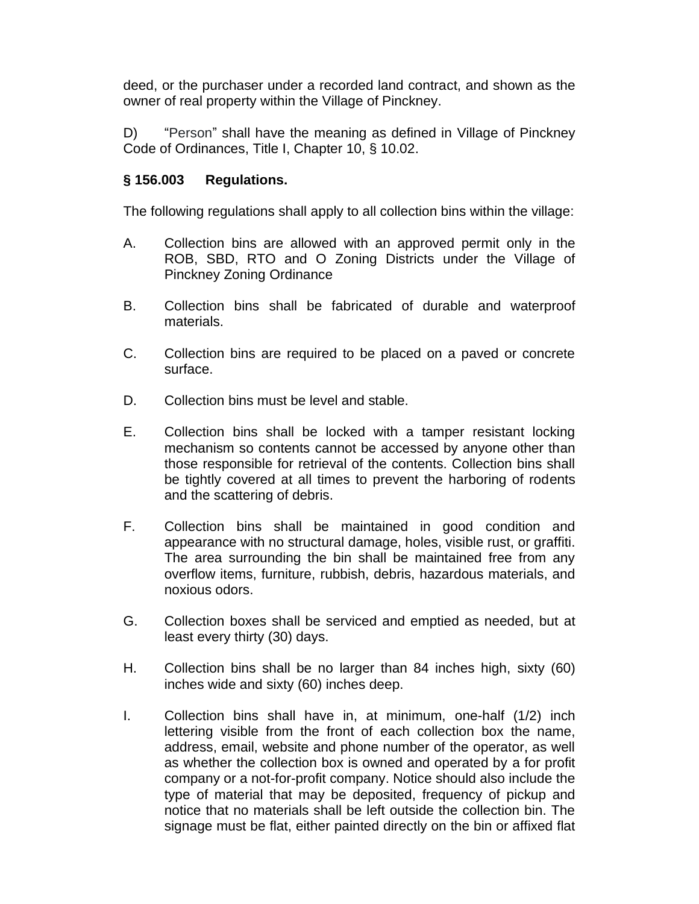deed, or the purchaser under a recorded land contract, and shown as the owner of real property within the Village of Pinckney.

D) "Person" shall have the meaning as defined in Village of Pinckney Code of Ordinances, Title I, Chapter 10, § 10.02.

### § 156.003 Regulations.

The following regulations shall apply to all collection bins within the village:

A. Collection bins are allowed with an approved permit only in the ROB, SBD, RTO and O Zoning Districts under the Village of Pinckney Zoning Ordinance

B. Collection bins shall be fabricated of durable and waterproof materials.

C. Collection bins are required to be placed on a paved or concrete surface.

D. Collection bins must be level and stable.

E. Collection bins shall be locked with a tamper resistant locking mechanism so contents cannot be accessed by anyone other than those responsible for retrieval of the contents. Collection bins shall be tightly covered at all times to prevent the harboring of rodents and the scattering of debris.

F. Collection bins shall be maintained in good condition and appearance with no structural damage, holes, visible rust, or graffiti. The area surrounding the bin shall be maintained free from any overflow items, furniture, rubbish, debris, hazardous materials, and noxious odors.

G. Collection boxes shall be serviced and emptied as needed, but at least every thirty (30) days.

H. Collection bins shall be no larger than 84 inches high, sixty (60) inches wide and sixty (60) inches deep.

I. Collection bins shall have in, at minimum, one-half (1/2) inch lettering visible from the front of each collection box the name, address, email, website and phone number of the operator, as well as whether the collection box is owned and operated by a for profit company or a not-for-profit company. Notice should also include the type of material that may be deposited, frequency of pickup and notice that no materials shall be left outside the collection bin. The signage must be flat, either painted directly on the bin or affixed flat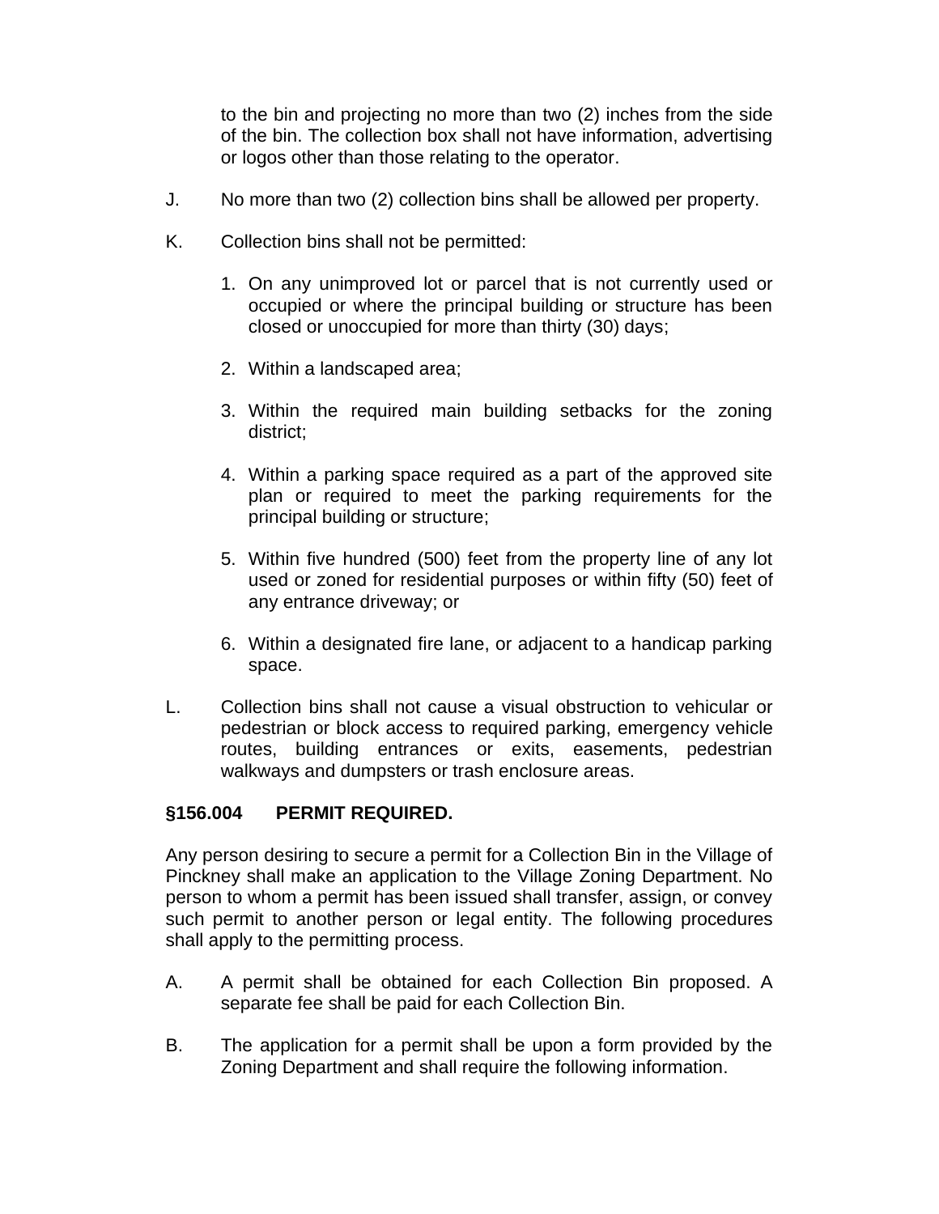to the bin and projecting no more than two (2) inches from the side of the bin. The collection box shall not have information, advertising or logos other than those relating to the operator.

J. No more than two (2) collection bins shall be allowed per property.

K. Collection bins shall not be permitted:

1. On any unimproved lot or parcel that is not currently used or occupied or where the principal building or structure has been closed or unoccupied for more than thirty (30) days;

2. Within a landscaped area;

3. Within the required main building setbacks for the zoning district;

4. Within a parking space required as a part of the approved site plan or required to meet the parking requirements for the principal building or structure;

5. Within five hundred (500) feet from the property line of any lot used or zoned for residential purposes or within fifty (50) feet of any entrance driveway; or

6. Within a designated fire lane, or adjacent to a handicap parking space.

L. Collection bins shall not cause a visual obstruction to vehicular or pedestrian or block access to required parking, emergency vehicle routes, building entrances or exits, easements, pedestrian walkways and dumpsters or trash enclosure areas.

**§156.004 PERMIT REQUIRED.**

Any person desiring to secure a permit for a Collection Bin in the Village of Pinckney shall make an application to the Village Zoning Department. No person to whom a permit has been issued shall transfer, assign, or convey such permit to another person or legal entity. The following procedures shall apply to the permitting process.

A. A permit shall be obtained for each Collection Bin proposed. A separate fee shall be paid for each Collection Bin.

B. The application for a permit shall be upon a form provided by the Zoning Department and shall require the following information.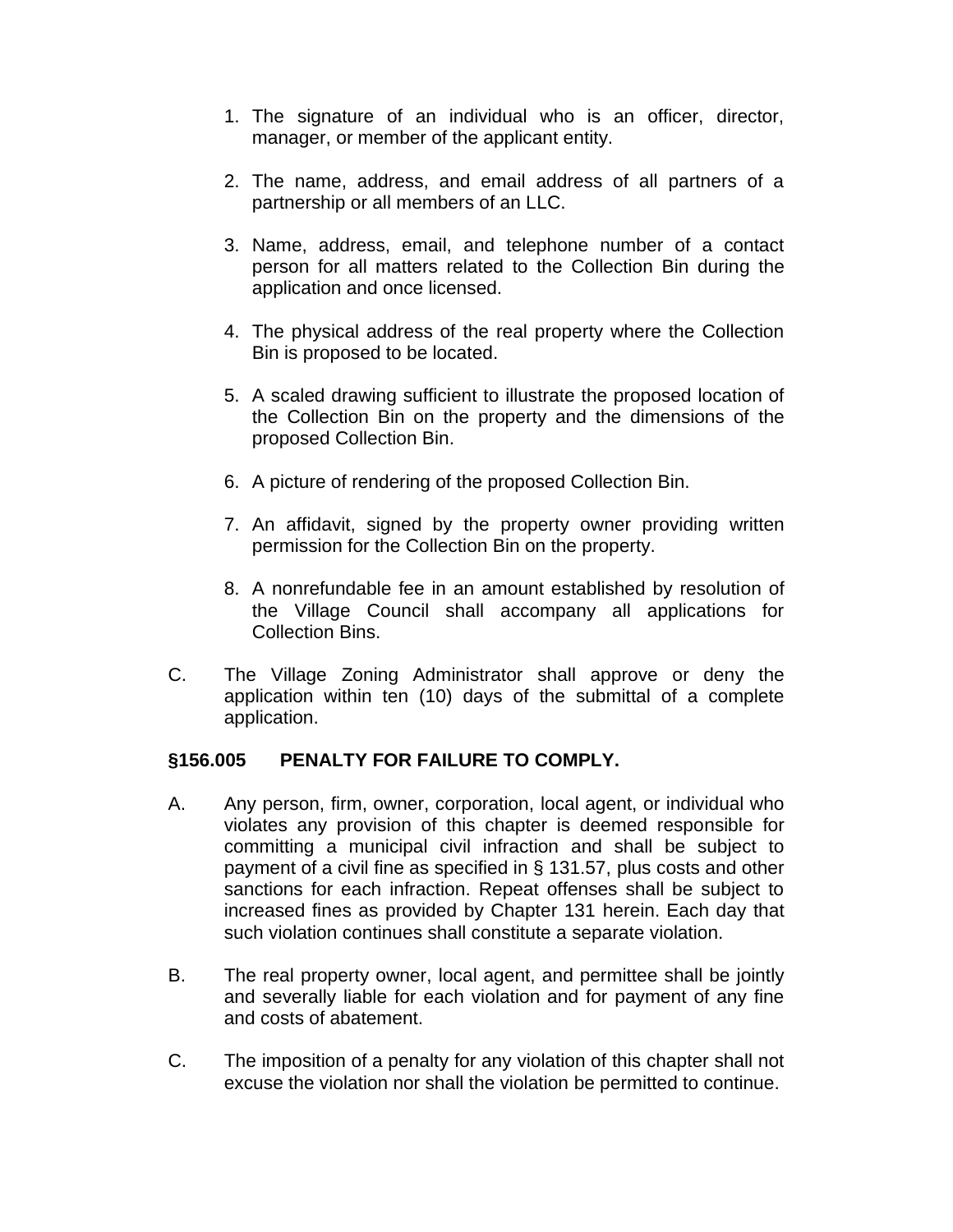1. The signature of an individual who is an officer, director, manager, or member of the applicant entity.

2. The name, address, and email address of all partners of a partnership or all members of an LLC.

3. Name, address, email, and telephone number of a contact person for all matters related to the Collection Bin during the application and once licensed.

4. The physical address of the real property where the Collection Bin is proposed to be located.

5. A scaled drawing sufficient to illustrate the proposed location of the Collection Bin on the property and the dimensions of the proposed Collection Bin.

6. A picture of rendering of the proposed Collection Bin.

7. An affidavit, signed by the property owner providing written permission for the Collection Bin on the property.

8. A nonrefundable fee in an amount established by resolution of the Village Council shall accompany all applications for Collection Bins.

C. The Village Zoning Administrator shall approve or deny the application within ten (10) days of the submittal of a complete application.

**§156.005 PENALTY FOR FAILURE TO COMPLY.**

A. Any person, firm, owner, corporation, local agent, or individual who violates any provision of this chapter is deemed responsible for committing a municipal civil infraction and shall be subject to payment of a civil fine as specified in § 131.57, plus costs and other sanctions for each infraction. Repeat offenses shall be subject to increased fines as provided by Chapter 131 herein. Each day that such violation continues shall constitute a separate violation.

B. The real property owner, local agent, and permittee shall be jointly and severally liable for each violation and for payment of any fine and costs of abatement.

C. The imposition of a penalty for any violation of this chapter shall not excuse the violation nor shall the violation be permitted to continue.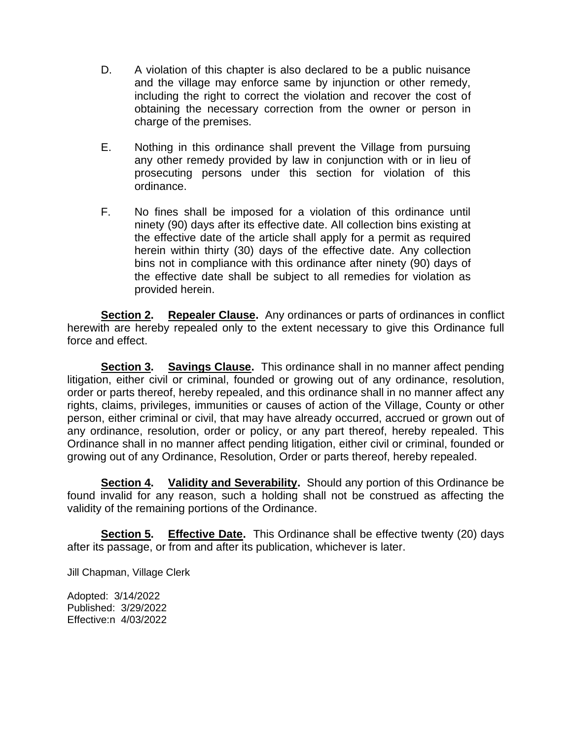D. A violation of this chapter is also declared to be a public nuisance and the village may enforce same by injunction or other remedy, including the right to correct the violation and recover the cost of obtaining the necessary correction from the owner or person in charge of the premises.

E. Nothing in this ordinance shall prevent the Village from pursuing any other remedy provided by law in conjunction with or in lieu of prosecuting persons under this section for violation of this ordinance.

F. No fines shall be imposed for a violation of this ordinance until ninety (90) days after its effective date. All collection bins existing at the effective date of the article shall apply for a permit as required herein within thirty (30) days of the effective date. Any collection bins not in compliance with this ordinance after ninety (90) days of the effective date shall be subject to all remedies for violation as provided herein.

**Section 2. Repealer Clause.** Any ordinances or parts of ordinances in conflict herewith are hereby repealed only to the extent necessary to give this Ordinance full force and effect.

**Section 3. Savings Clause.** This ordinance shall in no manner affect pending litigation, either civil or criminal, founded or growing out of any ordinance, resolution, order or parts thereof, hereby repealed, and this ordinance shall in no manner affect any rights, claims, privileges, immunities or causes of action of the Village, County or other person, either criminal or civil, that may have already occurred, accrued or grown out of any ordinance, resolution, order or policy, or any part thereof, hereby repealed. This Ordinance shall in no manner affect pending litigation, either civil or criminal, founded or growing out of any Ordinance, Resolution, Order or parts thereof, hereby repealed.

**Section 4. Validity and Severability.** Should any portion of this Ordinance be found invalid for any reason, such a holding shall not be construed as affecting the validity of the remaining portions of the Ordinance.

**Section 5. Effective Date.** This Ordinance shall be effective twenty (20) days after its passage, or from and after its publication, whichever is later.

Jill Chapman, Village Clerk

Adopted: 3/14/2022
Published: 3/29/2022
Effective:n 4/03/2022